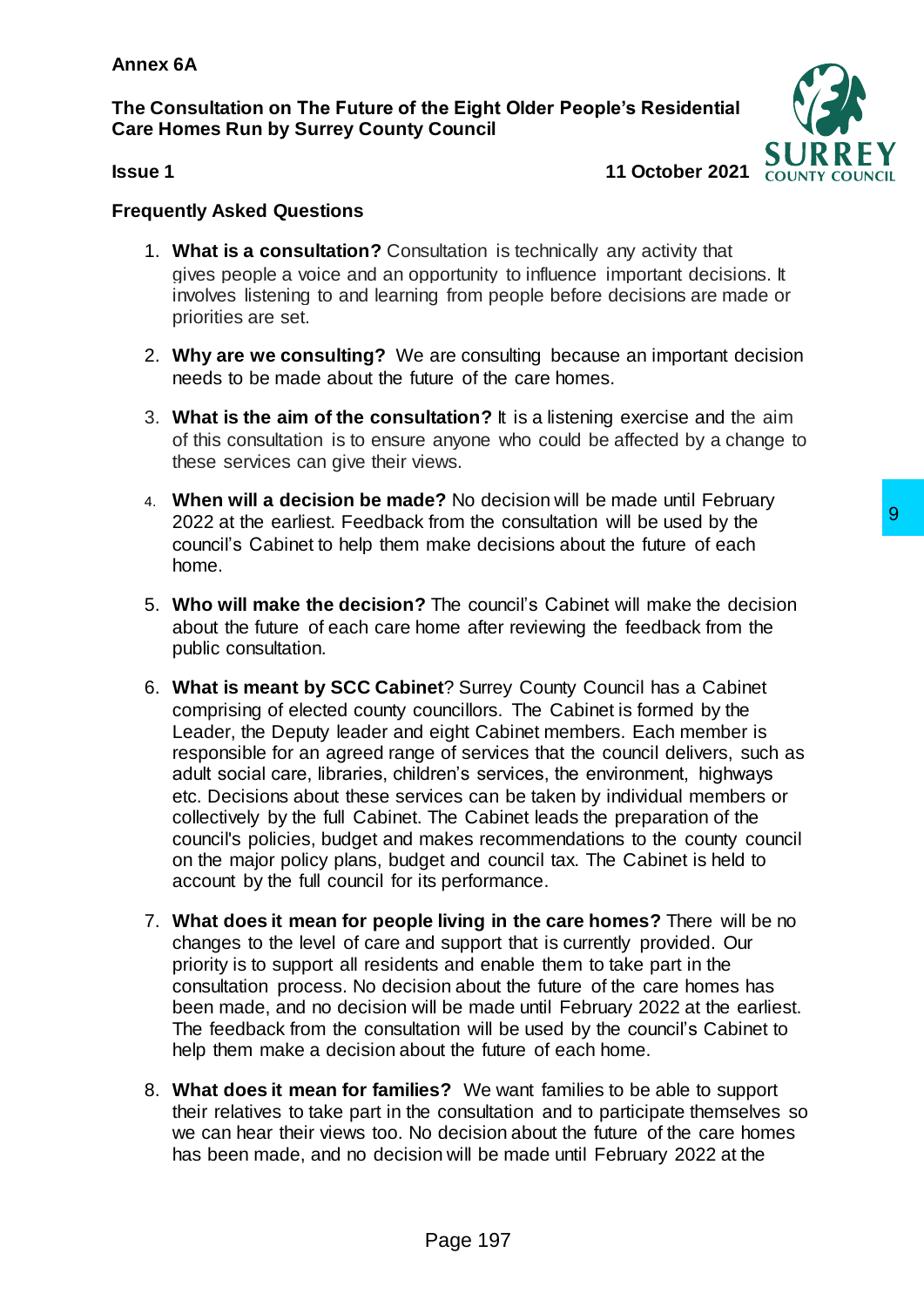**Annex 6A**

**The Consultation on The Future of the Eight Older People's Residential Care Homes Run by Surrey County Council**

**Issue 1** **11 October 2021**

**Frequently Asked Questions**

1. **What is a consultation?** Consultation is technically any activity that gives people a voice and an opportunity to influence important decisions. It involves listening to and learning from people before decisions are made or priorities are set.

2. **Why are we consulting?** We are consulting because an important decision needs to be made about the future of the care homes.

3. **What is the aim of the consultation?** It is a listening exercise and the aim of this consultation is to ensure anyone who could be affected by a change to these services can give their views.

4. **When will a decision be made?** No decision will be made until February 2022 at the earliest. Feedback from the consultation will be used by the council's Cabinet to help them make decisions about the future of each home.

5. **Who will make the decision?** The council's Cabinet will make the decision about the future of each care home after reviewing the feedback from the public consultation.

6. **What is meant by SCC Cabinet**? Surrey County Council has a Cabinet comprising of elected county councillors. The Cabinet is formed by the Leader, the Deputy leader and eight Cabinet members. Each member is responsible for an agreed range of services that the council delivers, such as adult social care, libraries, children's services, the environment, highways etc. Decisions about these services can be taken by individual members or collectively by the full Cabinet. The Cabinet leads the preparation of the council's policies, budget and makes recommendations to the county council on the major policy plans, budget and council tax. The Cabinet is held to account by the full council for its performance.

7. **What does it mean for people living in the care homes?** There will be no changes to the level of care and support that is currently provided. Our priority is to support all residents and enable them to take part in the consultation process. No decision about the future of the care homes has been made, and no decision will be made until February 2022 at the earliest. The feedback from the consultation will be used by the council's Cabinet to help them make a decision about the future of each home.

8. **What does it mean for families?** We want families to be able to support their relatives to take part in the consultation and to participate themselves so we can hear their views too. No decision about the future of the care homes has been made, and no decision will be made until February 2022 at the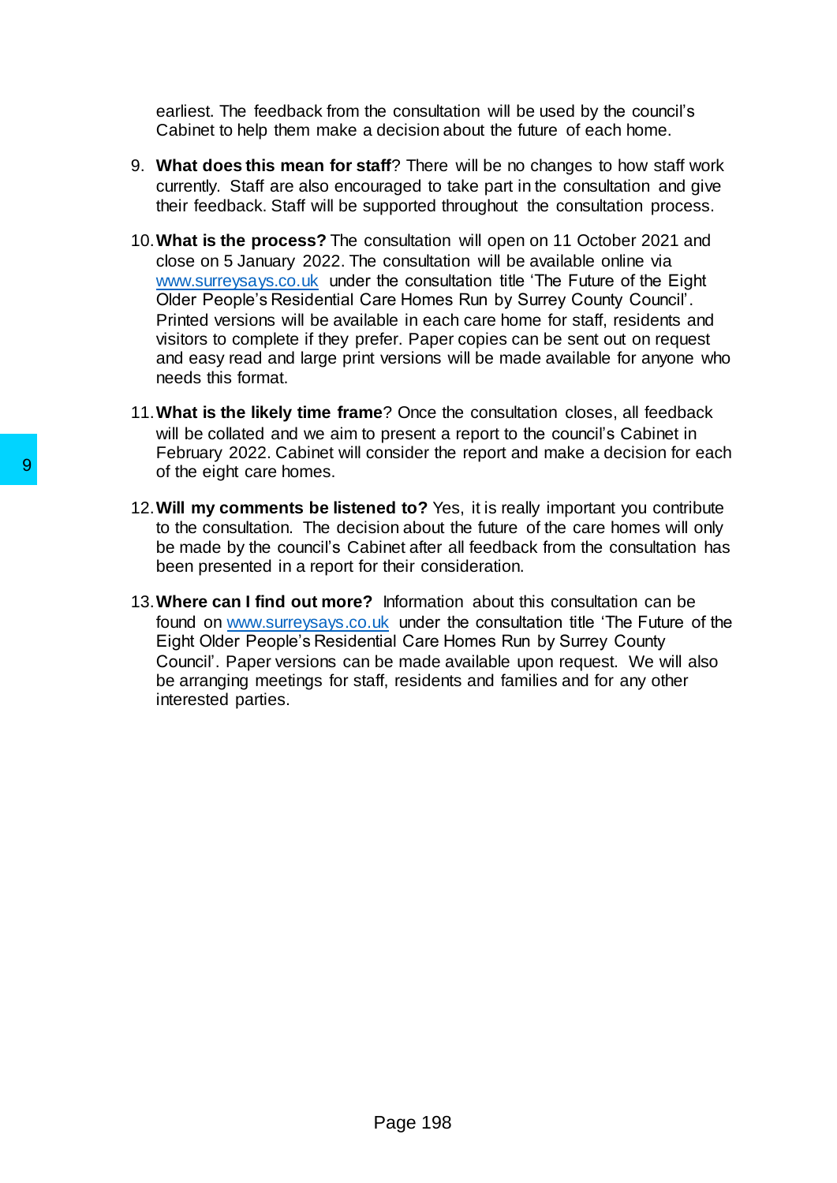earliest. The feedback from the consultation will be used by the council's Cabinet to help them make a decision about the future of each home.

9. **What does this mean for staff**? There will be no changes to how staff work currently. Staff are also encouraged to take part in the consultation and give their feedback. Staff will be supported throughout the consultation process.

10. **What is the process?** The consultation will open on 11 October 2021 and close on 5 January 2022. The consultation will be available online via [www.surreysays.co.uk](http://www.surreysays.co.uk) under the consultation title 'The Future of the Eight Older People's Residential Care Homes Run by Surrey County Council'. Printed versions will be available in each care home for staff, residents and visitors to complete if they prefer. Paper copies can be sent out on request and easy read and large print versions will be made available for anyone who needs this format.

11. **What is the likely time frame**? Once the consultation closes, all feedback will be collated and we aim to present a report to the council's Cabinet in February 2022. Cabinet will consider the report and make a decision for each of the eight care homes.

12. **Will my comments be listened to?** Yes, it is really important you contribute to the consultation. The decision about the future of the care homes will only be made by the council's Cabinet after all feedback from the consultation has been presented in a report for their consideration.

13. **Where can I find out more?** Information about this consultation can be found on [www.surreysays.co.uk](http://www.surreysays.co.uk) under the consultation title 'The Future of the Eight Older People's Residential Care Homes Run by Surrey County Council'. Paper versions can be made available upon request. We will also be arranging meetings for staff, residents and families and for any other interested parties.